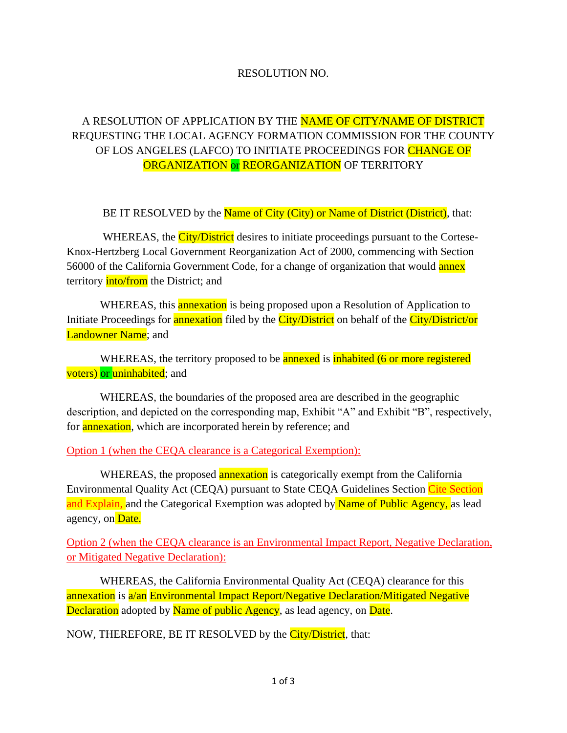RESOLUTION NO.

A RESOLUTION OF APPLICATION BY THE NAME OF CITY/NAME OF DISTRICT REQUESTING THE LOCAL AGENCY FORMATION COMMISSION FOR THE COUNTY OF LOS ANGELES (LAFCO) TO INITIATE PROCEEDINGS FOR CHANGE OF ORGANIZATION or REORGANIZATION OF TERRITORY

BE IT RESOLVED by the Name of City (City) or Name of District (District), that:

WHEREAS, the City/District desires to initiate proceedings pursuant to the Cortese-Knox-Hertzberg Local Government Reorganization Act of 2000, commencing with Section 56000 of the California Government Code, for a change of organization that would annex territory into/from the District; and

WHEREAS, this annexation is being proposed upon a Resolution of Application to Initiate Proceedings for annexation filed by the City/District on behalf of the City/District/or Landowner Name; and

WHEREAS, the territory proposed to be annexed is inhabited (6 or more registered voters) or uninhabited; and

WHEREAS, the boundaries of the proposed area are described in the geographic description, and depicted on the corresponding map, Exhibit "A" and Exhibit "B", respectively, for annexation, which are incorporated herein by reference; and

Option 1 (when the CEQA clearance is a Categorical Exemption):

WHEREAS, the proposed annexation is categorically exempt from the California Environmental Quality Act (CEQA) pursuant to State CEQA Guidelines Section Cite Section and Explain, and the Categorical Exemption was adopted by Name of Public Agency, as lead agency, on Date.

Option 2 (when the CEQA clearance is an Environmental Impact Report, Negative Declaration, or Mitigated Negative Declaration):

WHEREAS, the California Environmental Quality Act (CEQA) clearance for this annexation is a/an Environmental Impact Report/Negative Declaration/Mitigated Negative Declaration adopted by Name of public Agency, as lead agency, on Date.

NOW, THEREFORE, BE IT RESOLVED by the City/District, that: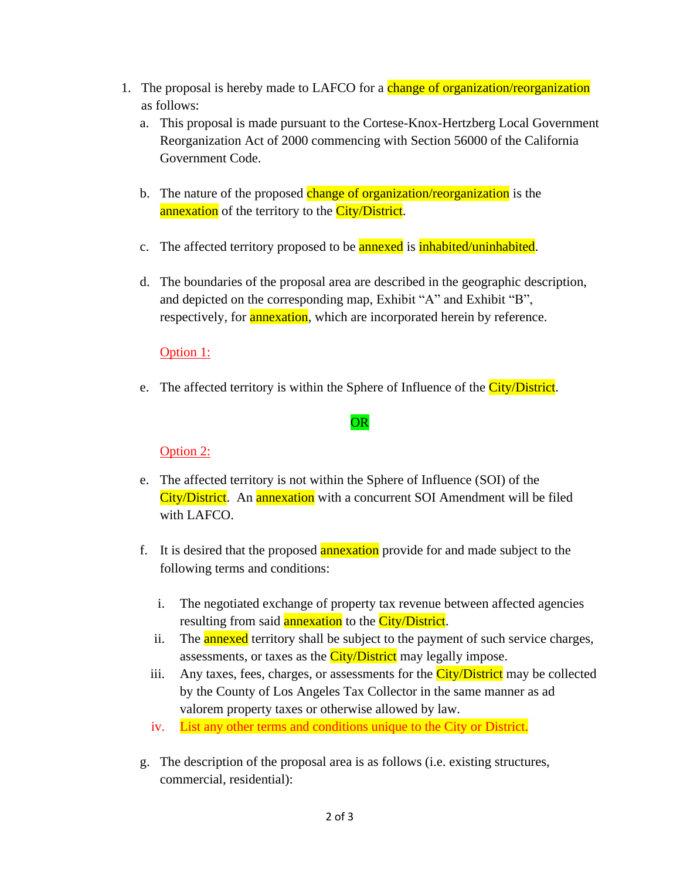1. The proposal is hereby made to LAFCO for a change of organization/reorganization as follows:
   a. This proposal is made pursuant to the Cortese-Knox-Hertzberg Local Government Reorganization Act of 2000 commencing with Section 56000 of the California Government Code.

   b. The nature of the proposed change of organization/reorganization is the annexation of the territory to the City/District.

   c. The affected territory proposed to be annexed is inhabited/uninhabited.

   d. The boundaries of the proposal area are described in the geographic description, and depicted on the corresponding map, Exhibit "A" and Exhibit "B", respectively, for annexation, which are incorporated herein by reference.

   Option 1:

   e. The affected territory is within the Sphere of Influence of the City/District.

   OR

   Option 2:

   e. The affected territory is not within the Sphere of Influence (SOI) of the City/District. An annexation with a concurrent SOI Amendment will be filed with LAFCO.

   f. It is desired that the proposed annexation provide for and made subject to the following terms and conditions:

      i. The negotiated exchange of property tax revenue between affected agencies resulting from said annexation to the City/District.
      ii. The annexed territory shall be subject to the payment of such service charges, assessments, or taxes as the City/District may legally impose.
      iii. Any taxes, fees, charges, or assessments for the City/District may be collected by the County of Los Angeles Tax Collector in the same manner as ad valorem property taxes or otherwise allowed by law.
      iv. List any other terms and conditions unique to the City or District.

   g. The description of the proposal area is as follows (i.e. existing structures, commercial, residential):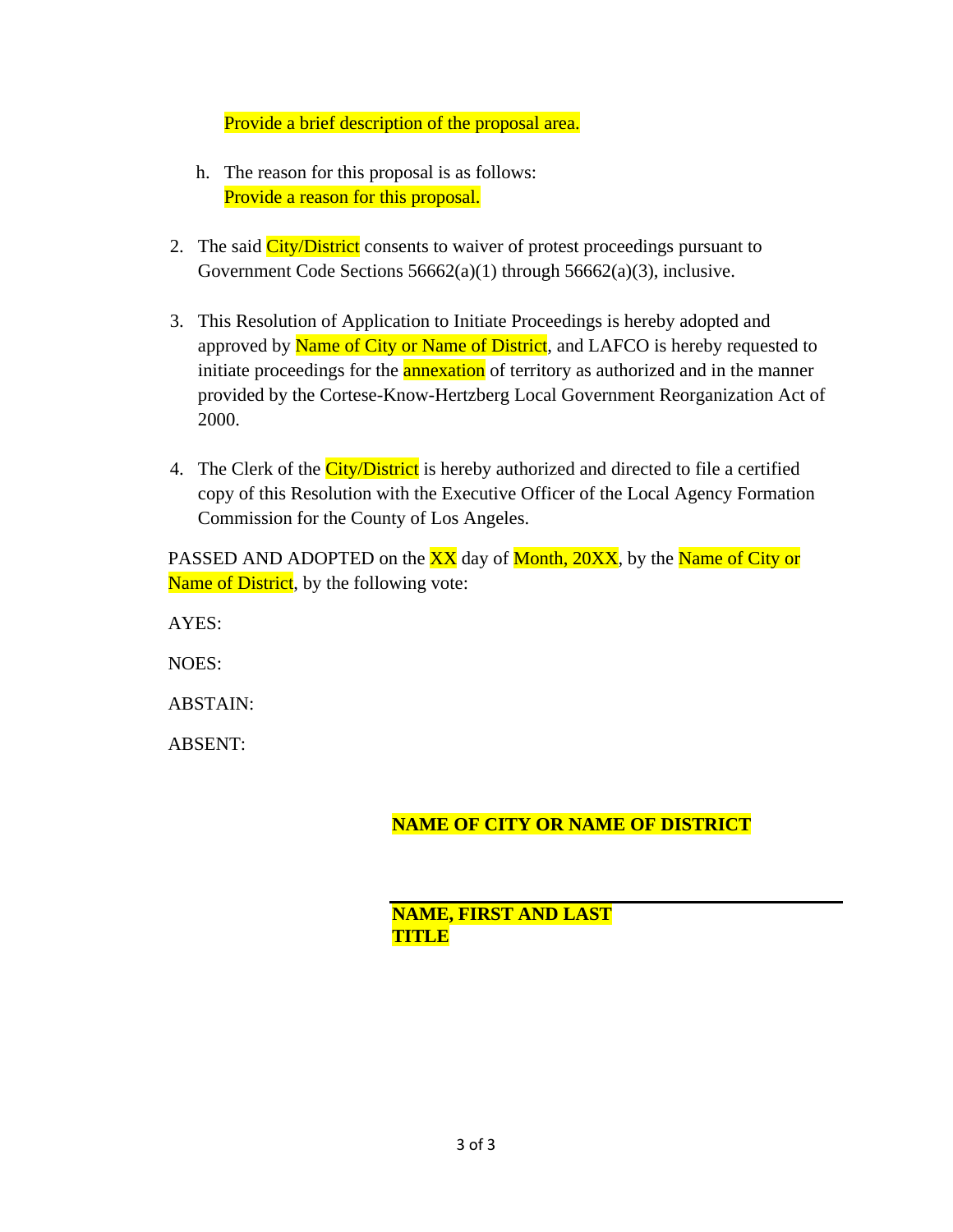Provide a brief description of the proposal area.

h. The reason for this proposal is as follows:
   Provide a reason for this proposal.

2. The said City/District consents to waiver of protest proceedings pursuant to Government Code Sections 56662(a)(1) through 56662(a)(3), inclusive.

3. This Resolution of Application to Initiate Proceedings is hereby adopted and approved by Name of City or Name of District, and LAFCO is hereby requested to initiate proceedings for the annexation of territory as authorized and in the manner provided by the Cortese-Know-Hertzberg Local Government Reorganization Act of 2000.

4. The Clerk of the City/District is hereby authorized and directed to file a certified copy of this Resolution with the Executive Officer of the Local Agency Formation Commission for the County of Los Angeles.

PASSED AND ADOPTED on the XX day of Month, 20XX, by the Name of City or Name of District, by the following vote:

AYES:

NOES:

ABSTAIN:

ABSENT:

**NAME OF CITY OR NAME OF DISTRICT**

\_\_\_\_\_\_\_\_\_\_\_\_\_\_\_\_\_\_\_\_\_\_\_\_\_\_\_\_\_\_\_\_\_\_\_\_

**NAME, FIRST AND LAST**
**TITLE**